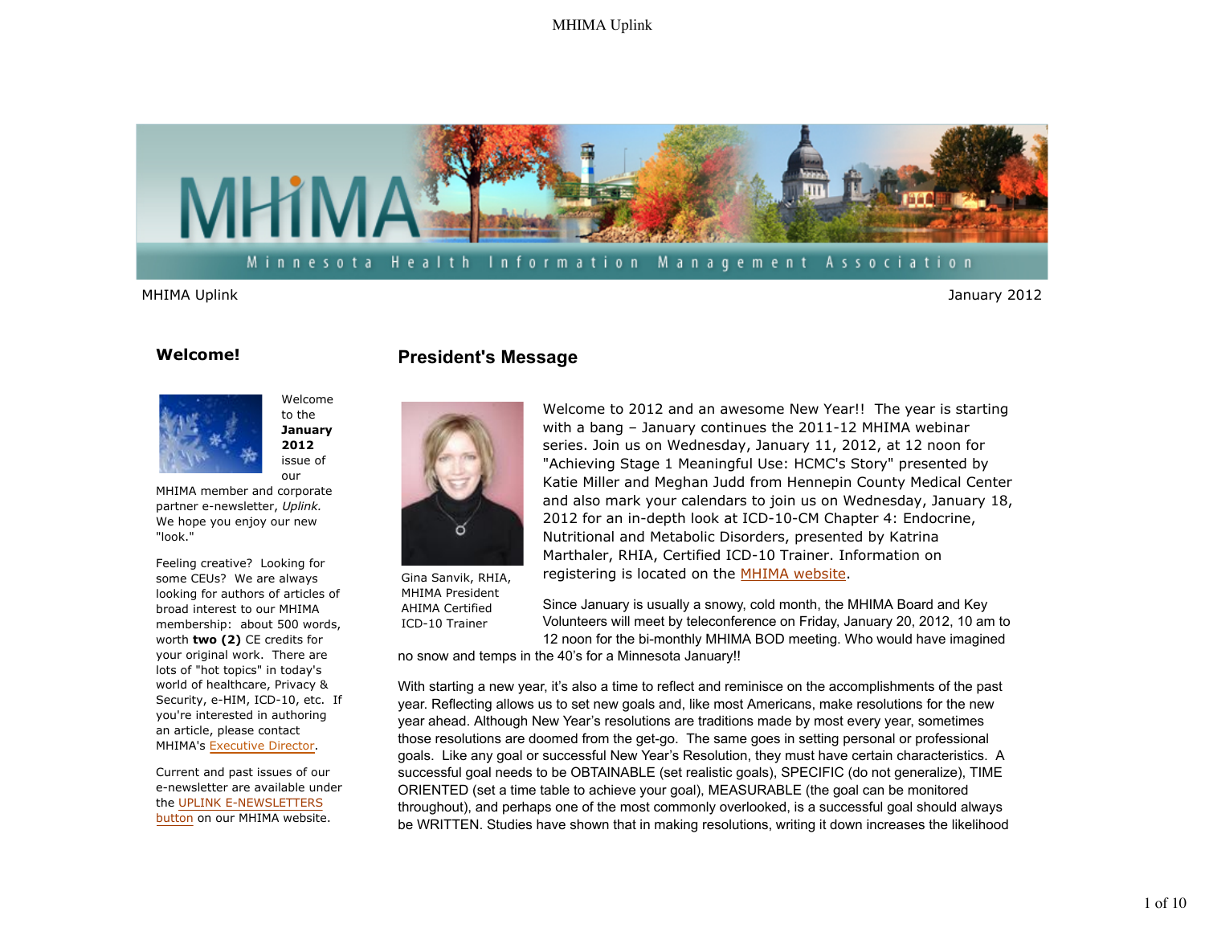MHIMA Uplink

January 2012

## Welcome!

Welcome to the **January 2012** issue of our MHIMA member and corporate partner e-newsletter, *Uplink.* We hope you enjoy our new "look."

Feeling creative? Looking for some CEUs? We are always looking for authors of articles of broad interest to our MHIMA membership: about 500 words, worth **two (2)** CE credits for your original work. There are lots of "hot topics" in today's world of healthcare, Privacy & Security, e-HIM, ICD-10, etc. If you're interested in authoring an article, please contact MHIMA's Executive Director.

Current and past issues of our e-newsletter are available under the UPLINK E-NEWSLETTERS button on our MHIMA website.

## President's Message

Gina Sanvik, RHIA, MHIMA President AHIMA Certified ICD-10 Trainer

Welcome to 2012 and an awesome New Year!! The year is starting with a bang – January continues the 2011-12 MHIMA webinar series. Join us on Wednesday, January 11, 2012, at 12 noon for "Achieving Stage 1 Meaningful Use: HCMC's Story" presented by Katie Miller and Meghan Judd from Hennepin County Medical Center and also mark your calendars to join us on Wednesday, January 18, 2012 for an in-depth look at ICD-10-CM Chapter 4: Endocrine, Nutritional and Metabolic Disorders, presented by Katrina Marthaler, RHIA, Certified ICD-10 Trainer. Information on registering is located on the MHIMA website.

Since January is usually a snowy, cold month, the MHIMA Board and Key Volunteers will meet by teleconference on Friday, January 20, 2012, 10 am to 12 noon for the bi-monthly MHIMA BOD meeting. Who would have imagined no snow and temps in the 40's for a Minnesota January!!

With starting a new year, it's also a time to reflect and reminisce on the accomplishments of the past year. Reflecting allows us to set new goals and, like most Americans, make resolutions for the new year ahead. Although New Year's resolutions are traditions made by most every year, sometimes those resolutions are doomed from the get-go. The same goes in setting personal or professional goals. Like any goal or successful New Year's Resolution, they must have certain characteristics. A successful goal needs to be OBTAINABLE (set realistic goals), SPECIFIC (do not generalize), TIME ORIENTED (set a time table to achieve your goal), MEASURABLE (the goal can be monitored throughout), and perhaps one of the most commonly overlooked, is a successful goal should always be WRITTEN. Studies have shown that in making resolutions, writing it down increases the likelihood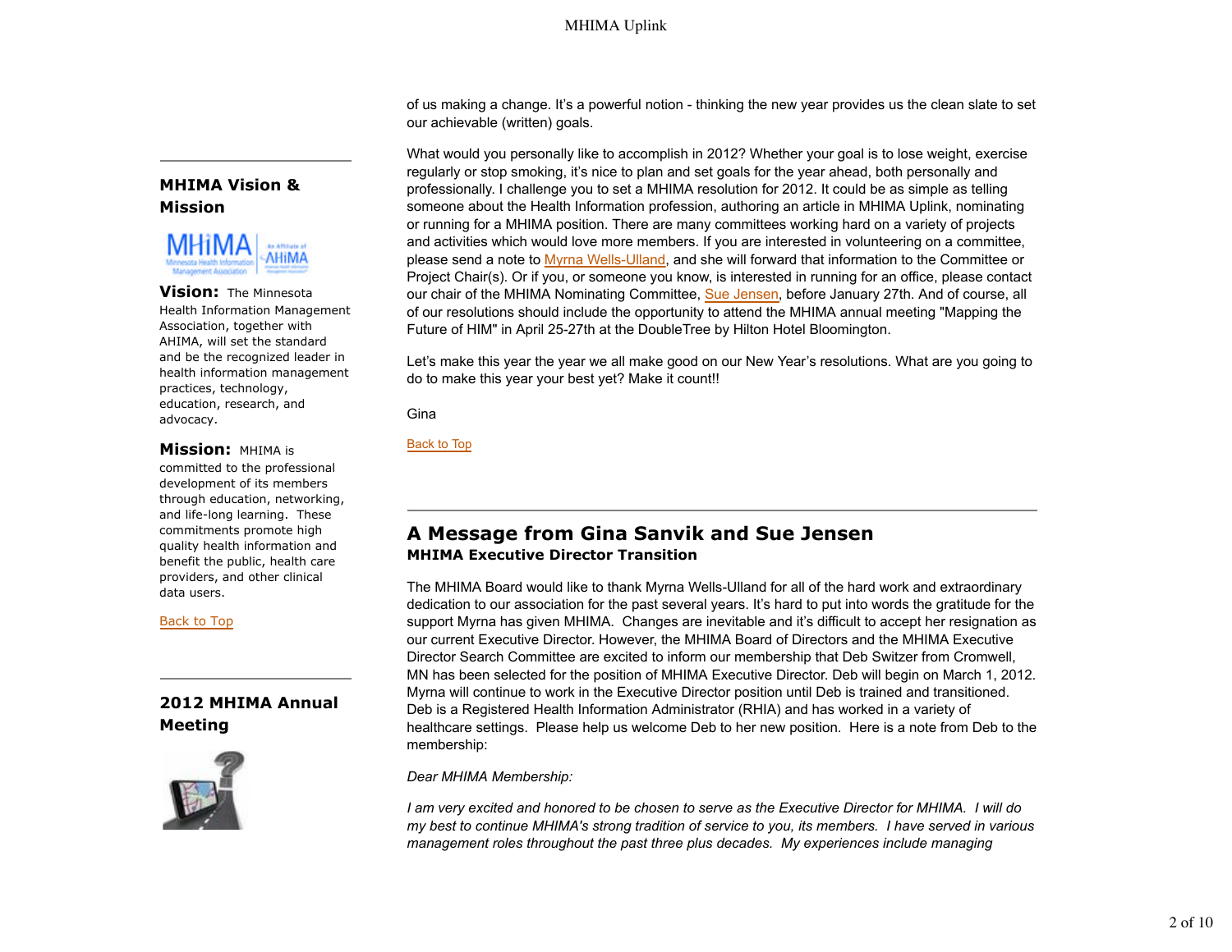### MHIMA Vision & Mission

**Vision:** The Minnesota Health Information Management Association, together with AHIMA, will set the standard and be the recognized leader in health information management practices, technology, education, research, and advocacy.

**Mission:** MHIMA is committed to the professional development of its members through education, networking, and life-long learning. These commitments promote high quality health information and benefit the public, health care providers, and other clinical data users.

Back to Top

### 2012 MHIMA Annual Meeting

of us making a change. It's a powerful notion - thinking the new year provides us the clean slate to set our achievable (written) goals.

What would you personally like to accomplish in 2012? Whether your goal is to lose weight, exercise regularly or stop smoking, it's nice to plan and set goals for the year ahead, both personally and professionally. I challenge you to set a MHIMA resolution for 2012. It could be as simple as telling someone about the Health Information profession, authoring an article in MHIMA Uplink, nominating or running for a MHIMA position. There are many committees working hard on a variety of projects and activities which would love more members. If you are interested in volunteering on a committee, please send a note to Myrna Wells-Ulland, and she will forward that information to the Committee or Project Chair(s). Or if you, or someone you know, is interested in running for an office, please contact our chair of the MHIMA Nominating Committee, Sue Jensen, before January 27th. And of course, all of our resolutions should include the opportunity to attend the MHIMA annual meeting "Mapping the Future of HIM" in April 25-27th at the DoubleTree by Hilton Hotel Bloomington.

Let's make this year the year we all make good on our New Year's resolutions. What are you going to do to make this year your best yet? Make it count!!

Gina

Back to Top

## A Message from Gina Sanvik and Sue Jensen

**MHIMA Executive Director Transition**

The MHIMA Board would like to thank Myrna Wells-Ulland for all of the hard work and extraordinary dedication to our association for the past several years. It's hard to put into words the gratitude for the support Myrna has given MHIMA. Changes are inevitable and it's difficult to accept her resignation as our current Executive Director. However, the MHIMA Board of Directors and the MHIMA Executive Director Search Committee are excited to inform our membership that Deb Switzer from Cromwell, MN has been selected for the position of MHIMA Executive Director. Deb will begin on March 1, 2012. Myrna will continue to work in the Executive Director position until Deb is trained and transitioned. Deb is a Registered Health Information Administrator (RHIA) and has worked in a variety of healthcare settings. Please help us welcome Deb to her new position. Here is a note from Deb to the membership:

*Dear MHIMA Membership:*

*I am very excited and honored to be chosen to serve as the Executive Director for MHIMA. I will do my best to continue MHIMA's strong tradition of service to you, its members. I have served in various management roles throughout the past three plus decades. My experiences include managing*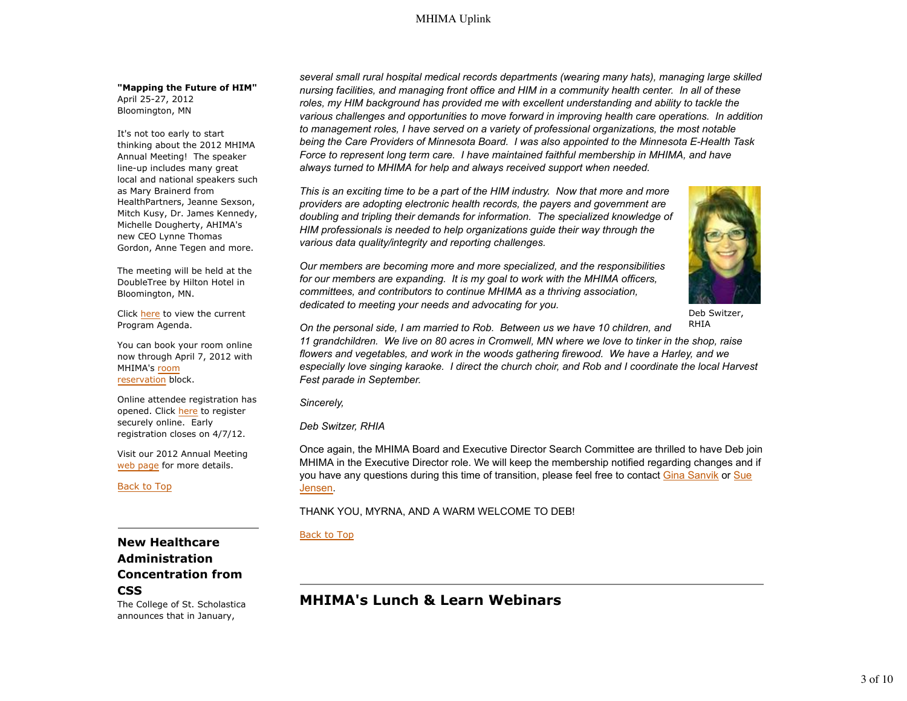**"Mapping the Future of HIM"**
April 25-27, 2012
Bloomington, MN

It's not too early to start thinking about the 2012 MHIMA Annual Meeting! The speaker line-up includes many great local and national speakers such as Mary Brainerd from HealthPartners, Jeanne Sexson, Mitch Kusy, Dr. James Kennedy, Michelle Dougherty, AHIMA's new CEO Lynne Thomas Gordon, Anne Tegen and more.

The meeting will be held at the DoubleTree by Hilton Hotel in Bloomington, MN.

Click here to view the current Program Agenda.

You can book your room online now through April 7, 2012 with MHIMA's room reservation block.

Online attendee registration has opened. Click here to register securely online. Early registration closes on 4/7/12.

Visit our 2012 Annual Meeting web page for more details.

Back to Top

## New Healthcare Administration Concentration from CSS

The College of St. Scholastica announces that in January,

*several small rural hospital medical records departments (wearing many hats), managing large skilled nursing facilities, and managing front office and HIM in a community health center. In all of these roles, my HIM background has provided me with excellent understanding and ability to tackle the various challenges and opportunities to move forward in improving health care operations. In addition to management roles, I have served on a variety of professional organizations, the most notable being the Care Providers of Minnesota Board. I was also appointed to the Minnesota E-Health Task Force to represent long term care. I have maintained faithful membership in MHIMA, and have always turned to MHIMA for help and always received support when needed.*

*This is an exciting time to be a part of the HIM industry. Now that more and more providers are adopting electronic health records, the payers and government are doubling and tripling their demands for information. The specialized knowledge of HIM professionals is needed to help organizations guide their way through the various data quality/integrity and reporting challenges.*

*Our members are becoming more and more specialized, and the responsibilities for our members are expanding. It is my goal to work with the MHIMA officers, committees, and contributors to continue MHIMA as a thriving association, dedicated to meeting your needs and advocating for you.*

Deb Switzer, RHIA

*On the personal side, I am married to Rob. Between us we have 10 children, and 11 grandchildren. We live on 80 acres in Cromwell, MN where we love to tinker in the shop, raise flowers and vegetables, and work in the woods gathering firewood. We have a Harley, and we especially love singing karaoke. I direct the church choir, and Rob and I coordinate the local Harvest Fest parade in September.*

*Sincerely,*

*Deb Switzer, RHIA*

Once again, the MHIMA Board and Executive Director Search Committee are thrilled to have Deb join MHIMA in the Executive Director role. We will keep the membership notified regarding changes and if you have any questions during this time of transition, please feel free to contact Gina Sanvik or Sue Jensen.

THANK YOU, MYRNA, AND A WARM WELCOME TO DEB!

Back to Top

## MHIMA's Lunch & Learn Webinars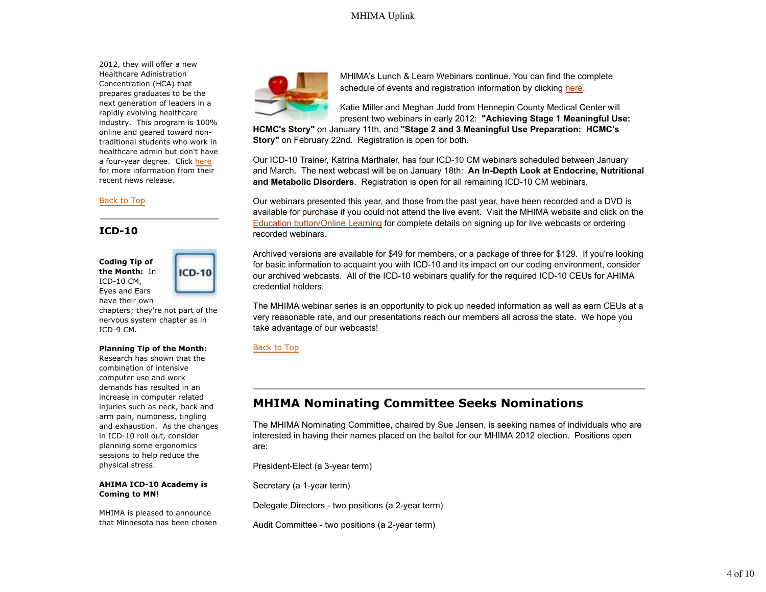2012, they will offer a new Healthcare Adinistration Concentration (HCA) that prepares graduates to be the next generation of leaders in a rapidly evolving healthcare industry. This program is 100% online and geared toward non-traditional students who work in healthcare admin but don't have a four-year degree. Click here for more information from their recent news release.

Back to Top

## ICD-10

**Coding Tip of the Month:** In ICD-10 CM, Eyes and Ears have their own chapters; they're not part of the nervous system chapter as in ICD-9 CM.

**Planning Tip of the Month:** Research has shown that the combination of intensive computer use and work demands has resulted in an increase in computer related injuries such as neck, back and arm pain, numbness, tingling and exhaustion. As the changes in ICD-10 roll out, consider planning some ergonomics sessions to help reduce the physical stress.

**AHIMA ICD-10 Academy is Coming to MN!**

MHIMA is pleased to announce that Minnesota has been chosen

MHIMA's Lunch & Learn Webinars continue. You can find the complete schedule of events and registration information by clicking here.

Katie Miller and Meghan Judd from Hennepin County Medical Center will present two webinars in early 2012: **"Achieving Stage 1 Meaningful Use: HCMC's Story"** on January 11th, and **"Stage 2 and 3 Meaningful Use Preparation: HCMC's Story"** on February 22nd. Registration is open for both.

Our ICD-10 Trainer, Katrina Marthaler, has four ICD-10 CM webinars scheduled between January and March. The next webcast will be on January 18th: **An In-Depth Look at Endocrine, Nutritional and Metabolic Disorders**. Registration is open for all remaining ICD-10 CM webinars.

Our webinars presented this year, and those from the past year, have been recorded and a DVD is available for purchase if you could not attend the live event. Visit the MHIMA website and click on the Education button/Online Learning for complete details on signing up for live webcasts or ordering recorded webinars.

Archived versions are available for $49 for members, or a package of three for $129. If you're looking for basic information to acquaint you with ICD-10 and its impact on our coding environment, consider our archived webcasts. All of the ICD-10 webinars qualify for the required ICD-10 CEUs for AHIMA credential holders.

The MHIMA webinar series is an opportunity to pick up needed information as well as earn CEUs at a very reasonable rate, and our presentations reach our members all across the state. We hope you take advantage of our webcasts!

Back to Top

## MHIMA Nominating Committee Seeks Nominations

The MHIMA Nominating Committee, chaired by Sue Jensen, is seeking names of individuals who are interested in having their names placed on the ballot for our MHIMA 2012 election. Positions open are:

President-Elect (a 3-year term)

Secretary (a 1-year term)

Delegate Directors - two positions (a 2-year term)

Audit Committee - two positions (a 2-year term)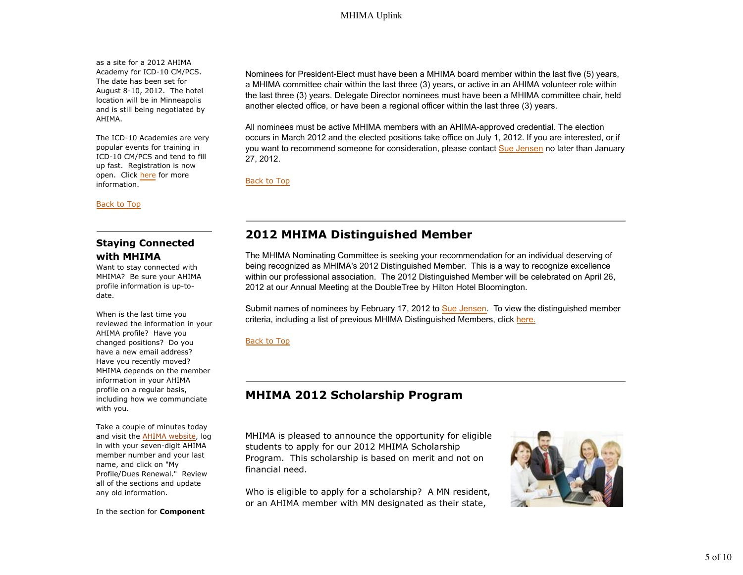as a site for a 2012 AHIMA Academy for ICD-10 CM/PCS. The date has been set for August 8-10, 2012. The hotel location will be in Minneapolis and is still being negotiated by AHIMA.

The ICD-10 Academies are very popular events for training in ICD-10 CM/PCS and tend to fill up fast. Registration is now open. Click here for more information.

Back to Top

## Staying Connected with MHIMA

Want to stay connected with MHIMA? Be sure your AHIMA profile information is up-to-date.

When is the last time you reviewed the information in your AHIMA profile? Have you changed positions? Do you have a new email address? Have you recently moved? MHIMA depends on the member information in your AHIMA profile on a regular basis, including how we communcimate with you.

Take a couple of minutes today and visit the AHIMA website, log in with your seven-digit AHIMA member number and your last name, and click on "My Profile/Dues Renewal." Review all of the sections and update any old information.

In the section for **Component**

Nominees for President-Elect must have been a MHIMA board member within the last five (5) years, a MHIMA committee chair within the last three (3) years, or active in an AHIMA volunteer role within the last three (3) years. Delegate Director nominees must have been a MHIMA committee chair, held another elected office, or have been a regional officer within the last three (3) years.

All nominees must be active MHIMA members with an AHIMA-approved credential. The election occurs in March 2012 and the elected positions take office on July 1, 2012. If you are interested, or if you want to recommend someone for consideration, please contact Sue Jensen no later than January 27, 2012.

Back to Top

## 2012 MHIMA Distinguished Member

The MHIMA Nominating Committee is seeking your recommendation for an individual deserving of being recognized as MHIMA's 2012 Distinguished Member. This is a way to recognize excellence within our professional association. The 2012 Distinguished Member will be celebrated on April 26, 2012 at our Annual Meeting at the DoubleTree by Hilton Hotel Bloomington.

Submit names of nominees by February 17, 2012 to Sue Jensen. To view the distinguished member criteria, including a list of previous MHIMA Distinguished Members, click here.

Back to Top

## MHIMA 2012 Scholarship Program

MHIMA is pleased to announce the opportunity for eligible students to apply for our 2012 MHIMA Scholarship Program. This scholarship is based on merit and not on financial need.

Who is eligible to apply for a scholarship? A MN resident, or an AHIMA member with MN designated as their state,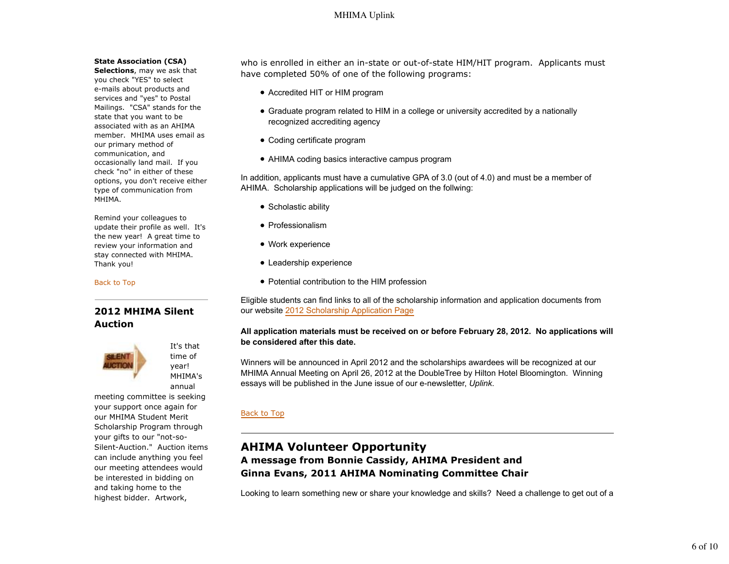**State Association (CSA) Selections**, may we ask that you check "YES" to select e-mails about products and services and "yes" to Postal Mailings. "CSA" stands for the state that you want to be associated with as an AHIMA member. MHIMA uses email as our primary method of communication, and occasionally land mail. If you check "no" in either of these options, you don't receive either type of communication from MHIMA.

Remind your colleagues to update their profile as well. It's the new year! A great time to review your information and stay connected with MHIMA. Thank you!

Back to Top

## 2012 MHIMA Silent Auction

It's that time of year! MHIMA's annual meeting committee is seeking your support once again for our MHIMA Student Merit Scholarship Program through your gifts to our "not-so-Silent-Auction." Auction items can include anything you feel our meeting attendees would be interested in bidding on and taking home to the highest bidder. Artwork,

who is enrolled in either an in-state or out-of-state HIM/HIT program. Applicants must have completed 50% of one of the following programs:

- Accredited HIT or HIM program
- Graduate program related to HIM in a college or university accredited by a nationally recognized accrediting agency
- Coding certificate program
- AHIMA coding basics interactive campus program

In addition, applicants must have a cumulative GPA of 3.0 (out of 4.0) and must be a member of AHIMA. Scholarship applications will be judged on the follwing:

- Scholastic ability
- Professionalism
- Work experience
- Leadership experience
- Potential contribution to the HIM profession

Eligible students can find links to all of the scholarship information and application documents from our website 2012 Scholarship Application Page

**All application materials must be received on or before February 28, 2012. No applications will be considered after this date.**

Winners will be announced in April 2012 and the scholarships awardees will be recognized at our MHIMA Annual Meeting on April 26, 2012 at the DoubleTree by Hilton Hotel Bloomington. Winning essays will be published in the June issue of our e-newsletter, *Uplink*.

Back to Top

## AHIMA Volunteer Opportunity

### A message from Bonnie Cassidy, AHIMA President and Ginna Evans, 2011 AHIMA Nominating Committee Chair

Looking to learn something new or share your knowledge and skills? Need a challenge to get out of a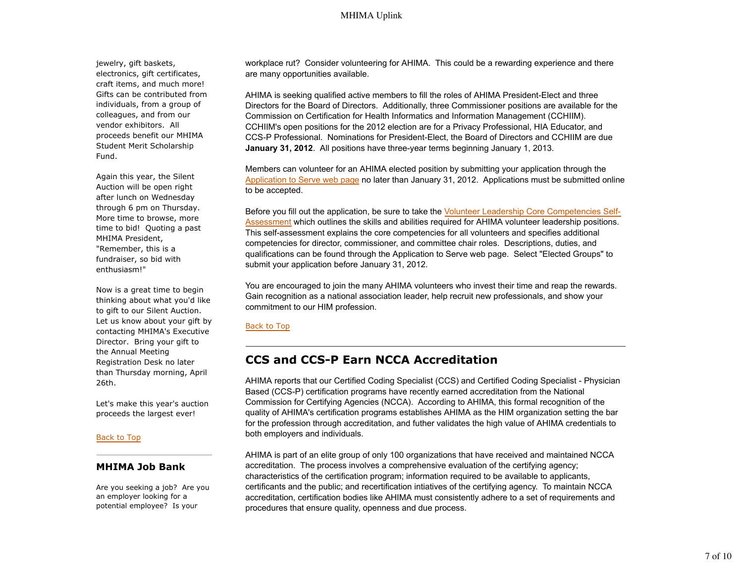jewelry, gift baskets, electronics, gift certificates, craft items, and much more! Gifts can be contributed from individuals, from a group of colleagues, and from our vendor exhibitors. All proceeds benefit our MHIMA Student Merit Scholarship Fund.

Again this year, the Silent Auction will be open right after lunch on Wednesday through 6 pm on Thursday. More time to browse, more time to bid! Quoting a past MHIMA President, "Remember, this is a fundraiser, so bid with enthusiasm!"

Now is a great time to begin thinking about what you'd like to gift to our Silent Auction. Let us know about your gift by contacting MHIMA's Executive Director. Bring your gift to the Annual Meeting Registration Desk no later than Thursday morning, April 26th.

Let's make this year's auction proceeds the largest ever!

Back to Top

## MHIMA Job Bank

Are you seeking a job? Are you an employer looking for a potential employee? Is your

workplace rut? Consider volunteering for AHIMA. This could be a rewarding experience and there are many opportunities available.

AHIMA is seeking qualified active members to fill the roles of AHIMA President-Elect and three Directors for the Board of Directors. Additionally, three Commissioner positions are available for the Commission on Certification for Health Informatics and Information Management (CCHIIM). CCHIIM's open positions for the 2012 election are for a Privacy Professional, HIA Educator, and CCS-P Professional. Nominations for President-Elect, the Board of Directors and CCHIIM are due **January 31, 2012**. All positions have three-year terms beginning January 1, 2013.

Members can volunteer for an AHIMA elected position by submitting your application through the Application to Serve web page no later than January 31, 2012. Applications must be submitted online to be accepted.

Before you fill out the application, be sure to take the Volunteer Leadership Core Competencies Self-Assessment which outlines the skills and abilities required for AHIMA volunteer leadership positions. This self-assessment explains the core competencies for all volunteers and specifies additional competencies for director, commissioner, and committee chair roles. Descriptions, duties, and qualifications can be found through the Application to Serve web page. Select "Elected Groups" to submit your application before January 31, 2012.

You are encouraged to join the many AHIMA volunteers who invest their time and reap the rewards. Gain recognition as a national association leader, help recruit new professionals, and show your commitment to our HIM profession.

Back to Top

## CCS and CCS-P Earn NCCA Accreditation

AHIMA reports that our Certified Coding Specialist (CCS) and Certified Coding Specialist - Physician Based (CCS-P) certification programs have recently earned accreditation from the National Commission for Certifying Agencies (NCCA). According to AHIMA, this formal recognition of the quality of AHIMA's certification programs establishes AHIMA as the HIM organization setting the bar for the profession through accreditation, and futher validates the high value of AHIMA credentials to both employers and individuals.

AHIMA is part of an elite group of only 100 organizations that have received and maintained NCCA accreditation. The process involves a comprehensive evaluation of the certifying agency; characteristics of the certification program; information required to be available to applicants, certificants and the public; and recertification intiatives of the certifying agency. To maintain NCCA accreditation, certification bodies like AHIMA must consistently adhere to a set of requirements and procedures that ensure quality, openness and due process.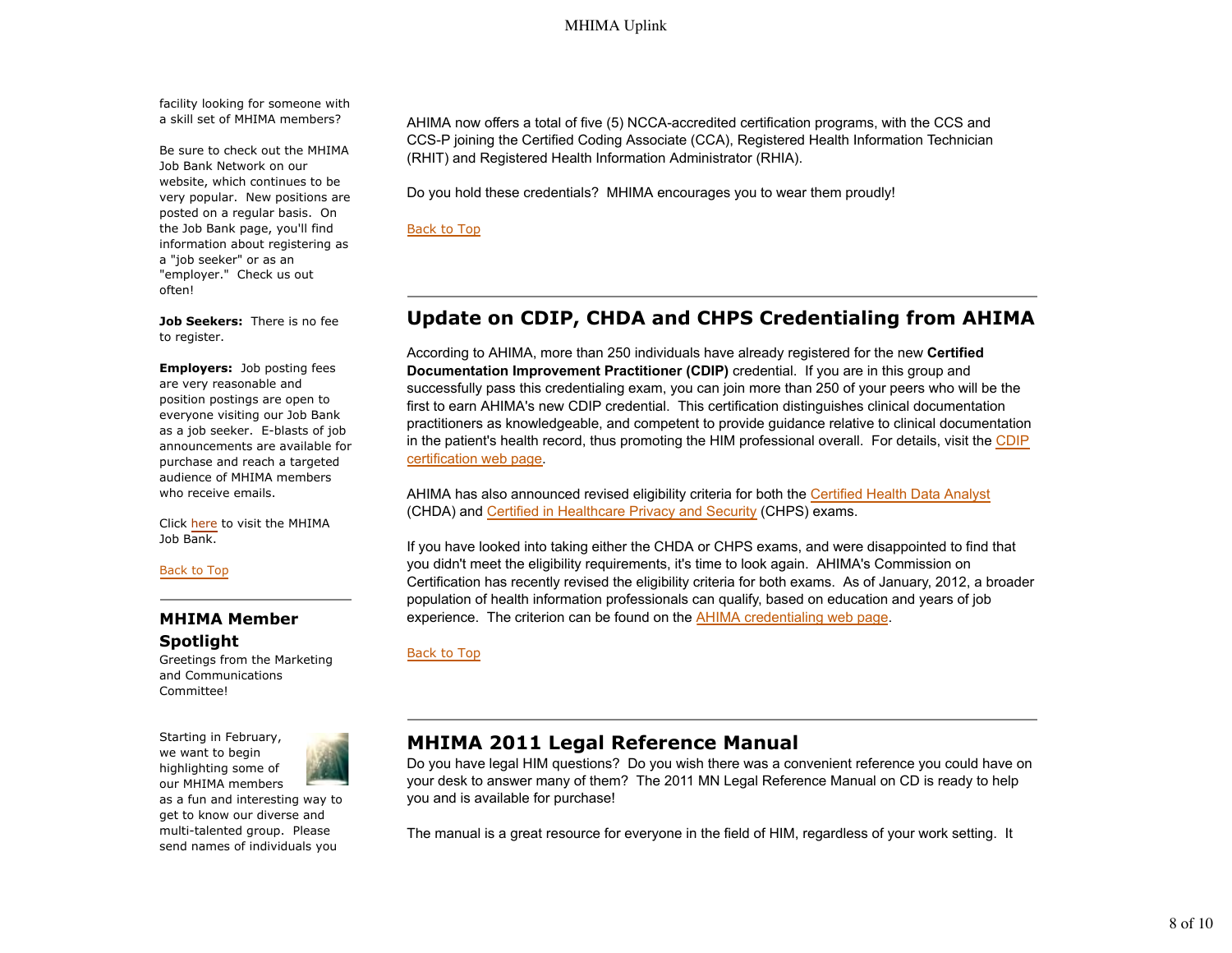facility looking for someone with a skill set of MHIMA members?

Be sure to check out the MHIMA Job Bank Network on our website, which continues to be very popular. New positions are posted on a regular basis. On the Job Bank page, you'll find information about registering as a "job seeker" or as an "employer." Check us out often!

**Job Seekers:** There is no fee to register.

**Employers:** Job posting fees are very reasonable and position postings are open to everyone visiting our Job Bank as a job seeker. E-blasts of job announcements are available for purchase and reach a targeted audience of MHIMA members who receive emails.

Click here to visit the MHIMA Job Bank.

Back to Top

## MHIMA Member Spotlight

Greetings from the Marketing and Communications Committee!

Starting in February, we want to begin highlighting some of our MHIMA members as a fun and interesting way to get to know our diverse and multi-talented group. Please send names of individuals you

AHIMA now offers a total of five (5) NCCA-accredited certification programs, with the CCS and CCS-P joining the Certified Coding Associate (CCA), Registered Health Information Technician (RHIT) and Registered Health Information Administrator (RHIA).

Do you hold these credentials? MHIMA encourages you to wear them proudly!

Back to Top

## Update on CDIP, CHDA and CHPS Credentialing from AHIMA

According to AHIMA, more than 250 individuals have already registered for the new **Certified Documentation Improvement Practitioner (CDIP)** credential. If you are in this group and successfully pass this credentialing exam, you can join more than 250 of your peers who will be the first to earn AHIMA's new CDIP credential. This certification distinguishes clinical documentation practitioners as knowledgeable, and competent to provide guidance relative to clinical documentation in the patient's health record, thus promoting the HIM professional overall. For details, visit the CDIP certification web page.

AHIMA has also announced revised eligibility criteria for both the Certified Health Data Analyst (CHDA) and Certified in Healthcare Privacy and Security (CHPS) exams.

If you have looked into taking either the CHDA or CHPS exams, and were disappointed to find that you didn't meet the eligibility requirements, it's time to look again. AHIMA's Commission on Certification has recently revised the eligibility criteria for both exams. As of January, 2012, a broader population of health information professionals can qualify, based on education and years of job experience. The criterion can be found on the AHIMA credentialing web page.

Back to Top

## MHIMA 2011 Legal Reference Manual

Do you have legal HIM questions? Do you wish there was a convenient reference you could have on your desk to answer many of them? The 2011 MN Legal Reference Manual on CD is ready to help you and is available for purchase!

The manual is a great resource for everyone in the field of HIM, regardless of your work setting. It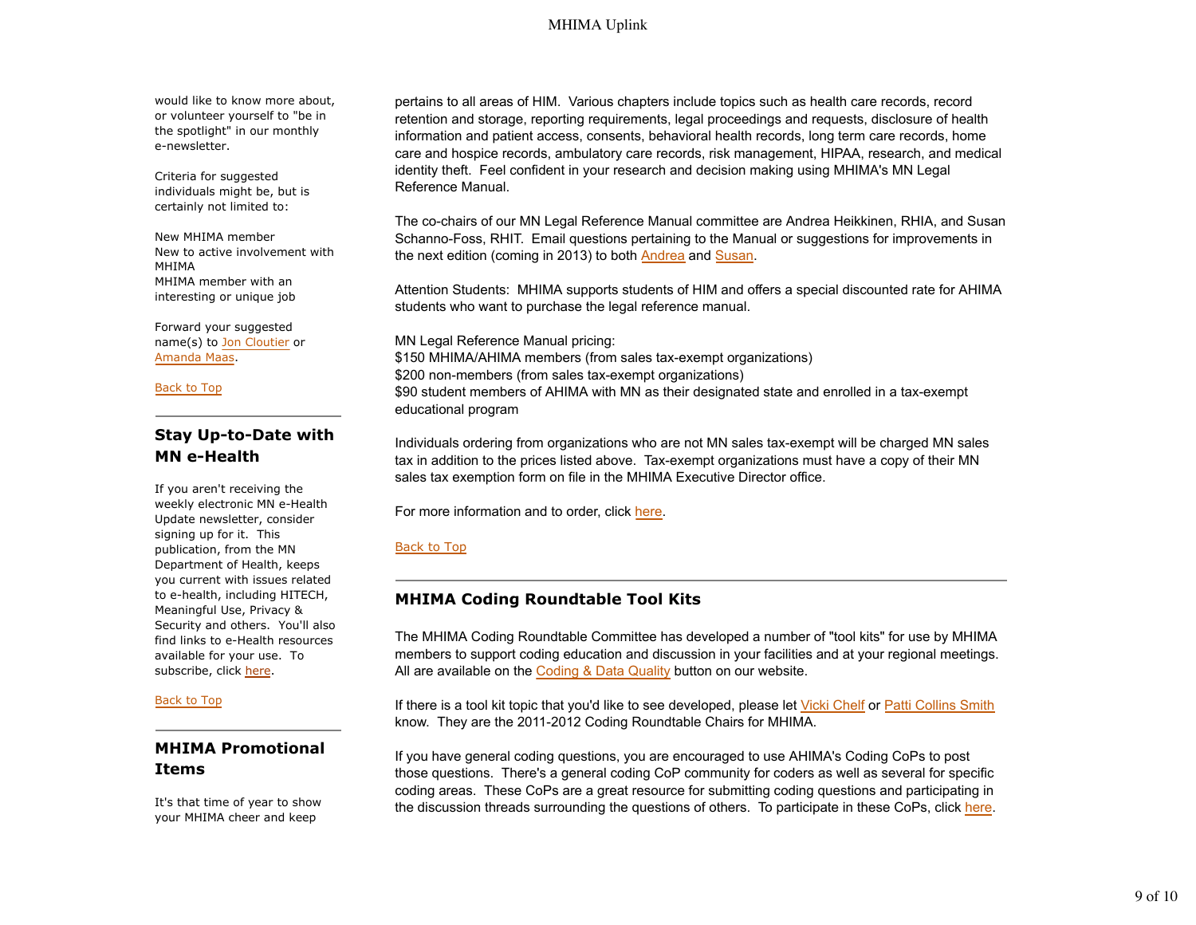would like to know more about, or volunteer yourself to "be in the spotlight" in our monthly e-newsletter.

Criteria for suggested individuals might be, but is certainly not limited to:

New MHIMA member
New to active involvement with MHIMA
MHIMA member with an interesting or unique job

Forward your suggested name(s) to Jon Cloutier or Amanda Maas.

Back to Top

## Stay Up-to-Date with MN e-Health

If you aren't receiving the weekly electronic MN e-Health Update newsletter, consider signing up for it. This publication, from the MN Department of Health, keeps you current with issues related to e-health, including HITECH, Meaningful Use, Privacy & Security and others. You'll also find links to e-Health resources available for your use. To subscribe, click here.

Back to Top

## MHIMA Promotional Items

It's that time of year to show your MHIMA cheer and keep

pertains to all areas of HIM. Various chapters include topics such as health care records, record retention and storage, reporting requirements, legal proceedings and requests, disclosure of health information and patient access, consents, behavioral health records, long term care records, home care and hospice records, ambulatory care records, risk management, HIPAA, research, and medical identity theft. Feel confident in your research and decision making using MHIMA's MN Legal Reference Manual.

The co-chairs of our MN Legal Reference Manual committee are Andrea Heikkinen, RHIA, and Susan Schanno-Foss, RHIT. Email questions pertaining to the Manual or suggestions for improvements in the next edition (coming in 2013) to both Andrea and Susan.

Attention Students: MHIMA supports students of HIM and offers a special discounted rate for AHIMA students who want to purchase the legal reference manual.

MN Legal Reference Manual pricing:
$150 MHIMA/AHIMA members (from sales tax-exempt organizations)
$200 non-members (from sales tax-exempt organizations)
$90 student members of AHIMA with MN as their designated state and enrolled in a tax-exempt educational program

Individuals ordering from organizations who are not MN sales tax-exempt will be charged MN sales tax in addition to the prices listed above. Tax-exempt organizations must have a copy of their MN sales tax exemption form on file in the MHIMA Executive Director office.

For more information and to order, click here.

Back to Top

## MHIMA Coding Roundtable Tool Kits

The MHIMA Coding Roundtable Committee has developed a number of "tool kits" for use by MHIMA members to support coding education and discussion in your facilities and at your regional meetings. All are available on the Coding & Data Quality button on our website.

If there is a tool kit topic that you'd like to see developed, please let Vicki Chelf or Patti Collins Smith know. They are the 2011-2012 Coding Roundtable Chairs for MHIMA.

If you have general coding questions, you are encouraged to use AHIMA's Coding CoPs to post those questions. There's a general coding CoP community for coders as well as several for specific coding areas. These CoPs are a great resource for submitting coding questions and participating in the discussion threads surrounding the questions of others. To participate in these CoPs, click here.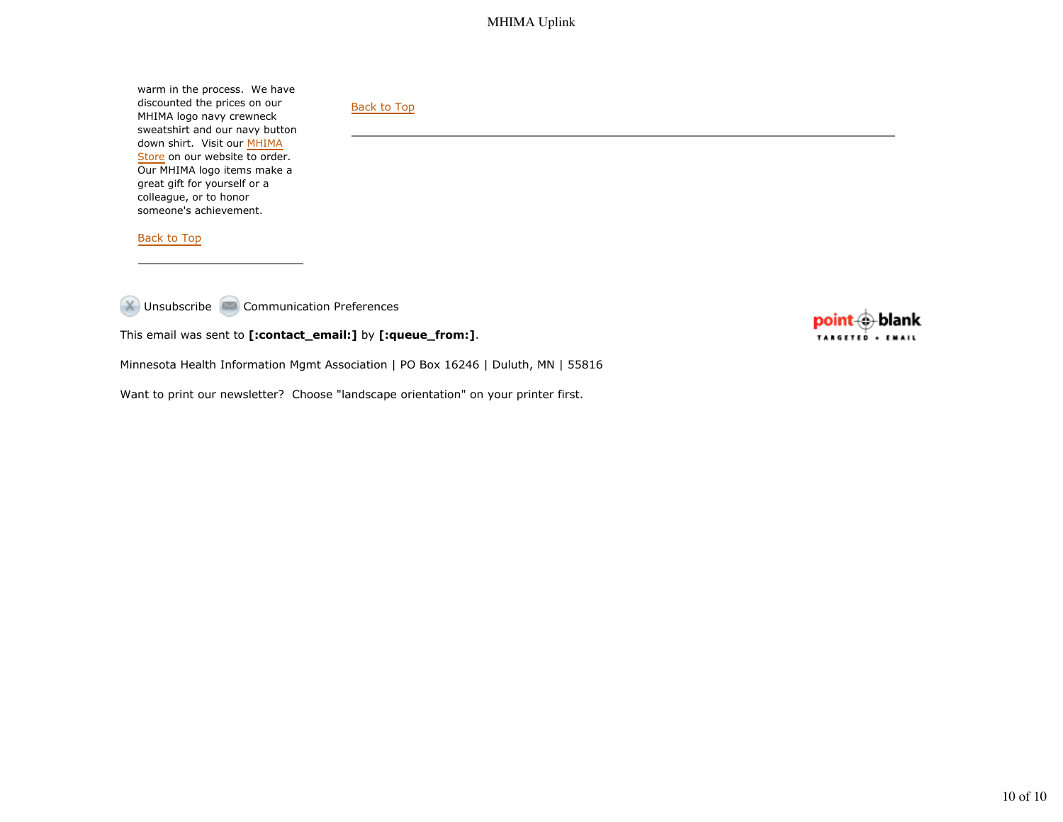warm in the process. We have discounted the prices on our MHIMA logo navy crewneck sweatshirt and our navy button down shirt. Visit our MHIMA Store on our website to order. Our MHIMA logo items make a great gift for yourself or a colleague, or to honor someone's achievement.

Back to Top

---

Back to Top

---

Unsubscribe Communication Preferences

This email was sent to **[:contact_email:]** by **[:queue_from:]**.

Minnesota Health Information Mgmt Association | PO Box 16246 | Duluth, MN | 55816

Want to print our newsletter? Choose "landscape orientation" on your printer first.

point blank TARGETED + EMAIL